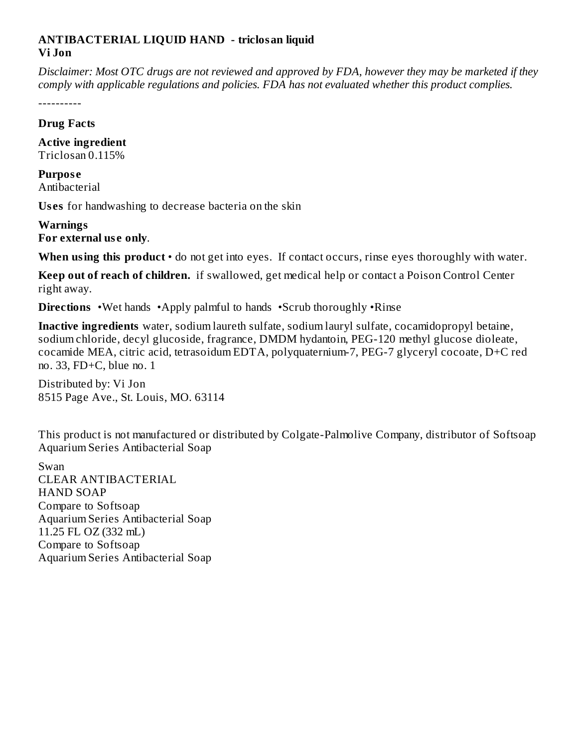# ANTIBACTERIAL LIQUID HAND - triclosan liquid
**Vi Jon**

*Disclaimer: Most OTC drugs are not reviewed and approved by FDA, however they may be marketed if they comply with applicable regulations and policies. FDA has not evaluated whether this product complies.*

----------

## Drug Facts

**Active ingredient**
Triclosan 0.115%

**Purpose**
Antibacterial

**Uses** for handwashing to decrease bacteria on the skin

**Warnings**
**For external use only**.

**When using this product** • do not get into eyes. If contact occurs, rinse eyes thoroughly with water.

**Keep out of reach of children.** if swallowed, get medical help or contact a Poison Control Center right away.

**Directions** •Wet hands •Apply palmful to hands •Scrub thoroughly •Rinse

**Inactive ingredients** water, sodium laureth sulfate, sodium lauryl sulfate, cocamidopropyl betaine, sodium chloride, decyl glucoside, fragrance, DMDM hydantoin, PEG-120 methyl glucose dioleate, cocamide MEA, citric acid, tetrasoidum EDTA, polyquaternium-7, PEG-7 glyceryl cocoate, D+C red no. 33, FD+C, blue no. 1

Distributed by: Vi Jon
8515 Page Ave., St. Louis, MO. 63114

This product is not manufactured or distributed by Colgate-Palmolive Company, distributor of Softsoap Aquarium Series Antibacterial Soap

Swan
CLEAR ANTIBACTERIAL
HAND SOAP
Compare to Softsoap
Aquarium Series Antibacterial Soap
11.25 FL OZ (332 mL)
Compare to Softsoap
Aquarium Series Antibacterial Soap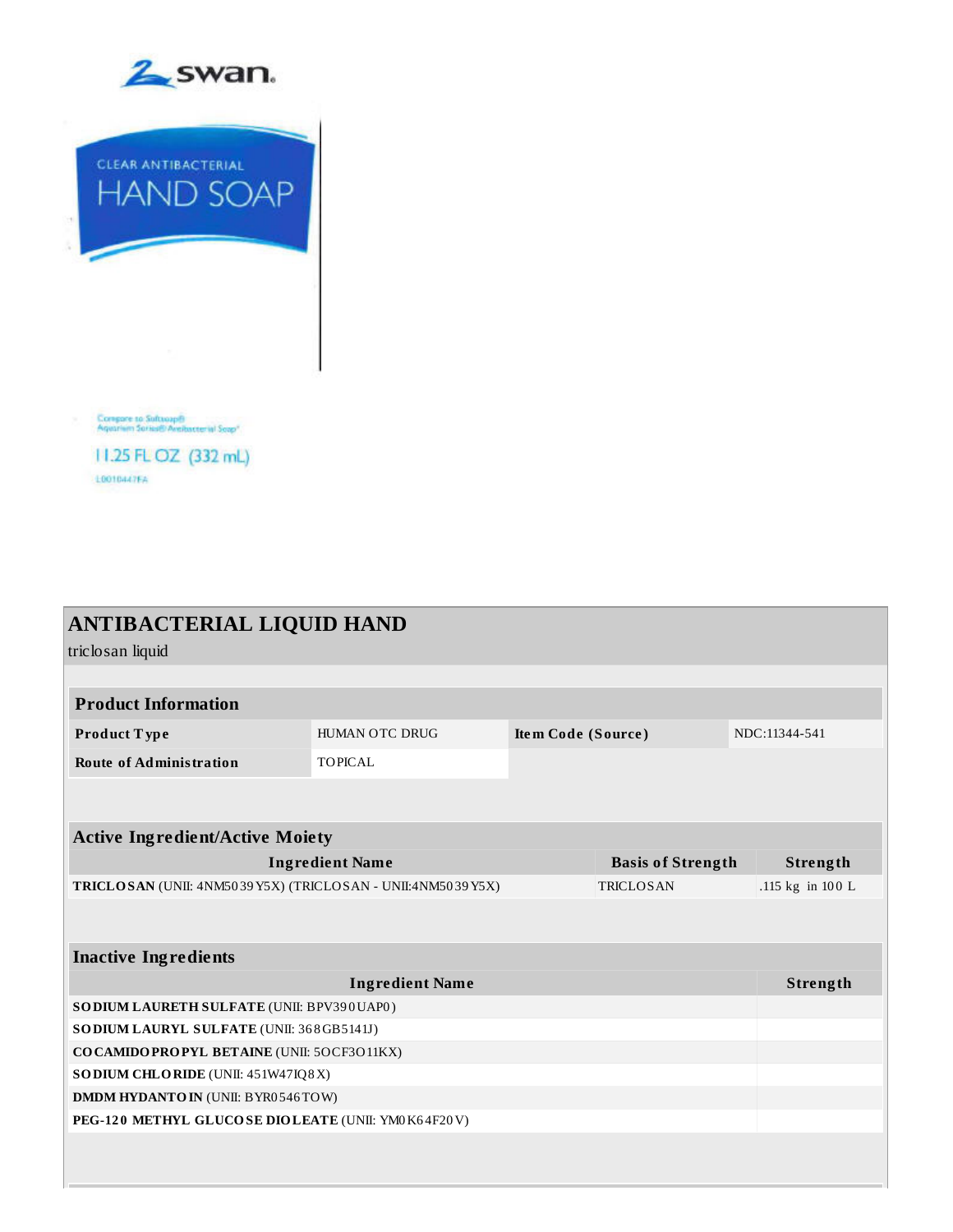swan.

CLEAR ANTIBACTERIAL

HAND SOAP

Compare to Softsoap® Aquarium Series® Antibacterial Soap*

11.25 FL OZ (332 mL)

L0010447FA

## ANTIBACTERIAL LIQUID HAND

triclosan liquid

| Product Information | | | |
|---|---|---|---|
| **Product Type** | HUMAN OTC DRUG | **Item Code (Source)** | NDC:11344-541 |
| **Route of Administration** | TOPICAL | | |

| Active Ingredient/Active Moiety | | |
|---|---|---|
| **Ingredient Name** | **Basis of Strength** | **Strength** |
| **TRICLOSAN** (UNII: 4NM5039Y5X) (TRICLOSAN - UNII:4NM5039Y5X) | TRICLOSAN | .115 kg in 100 L |

| Inactive Ingredients | |
|---|---|
| **Ingredient Name** | **Strength** |
| **SODIUM LAURETH SULFATE** (UNII: BPV390UAP0) | |
| **SODIUM LAURYL SULFATE** (UNII: 368GB5141J) | |
| **COCAMIDOPROPYL BETAINE** (UNII: 5OCF3O11KX) | |
| **SODIUM CHLORIDE** (UNII: 451W47IQ8X) | |
| **DMDM HYDANTOIN** (UNII: BYR0546TOW) | |
| **PEG-120 METHYL GLUCOSE DIOLEATE** (UNII: YM0K64F20V) | |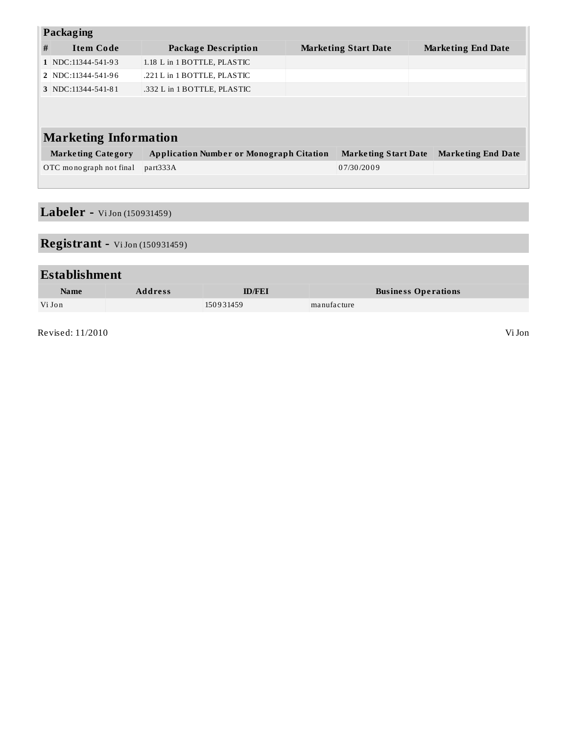### Packaging

| # | Item Code | Package Description | Marketing Start Date | Marketing End Date |
|---|---|---|---|---|
| 1 | NDC:11344-541-93 | 1.18 L in 1 BOTTLE, PLASTIC | | |
| 2 | NDC:11344-541-96 | .221 L in 1 BOTTLE, PLASTIC | | |
| 3 | NDC:11344-541-81 | .332 L in 1 BOTTLE, PLASTIC | | |

### Marketing Information

| Marketing Category | Application Number or Monograph Citation | Marketing Start Date | Marketing End Date |
|---|---|---|---|
| OTC monograph not final | part333A | 07/30/2009 | |

## Labeler - Vi Jon (150931459)

## Registrant - Vi Jon (150931459)

## Establishment

| Name | Address | ID/FEI | Business Operations |
|---|---|---|---|
| Vi Jon | | 150931459 | manufacture |

Revised: 11/2010

Vi Jon